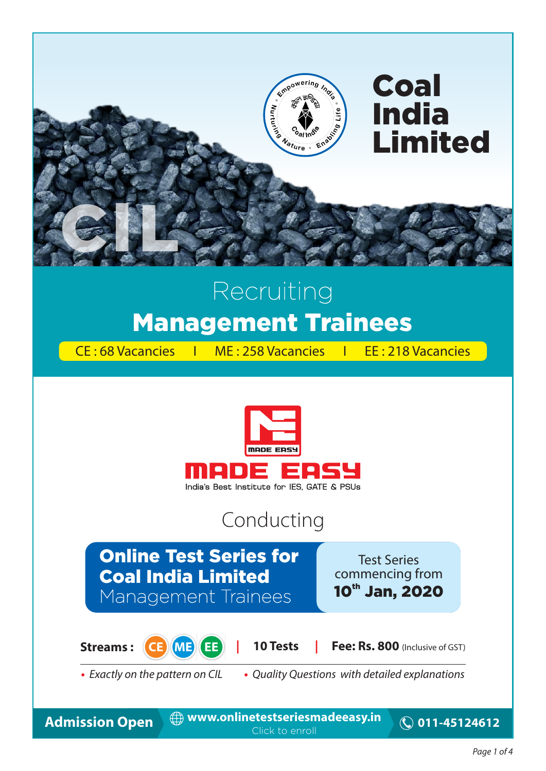# Coal India Limited

CIL

Recruiting

## Management Trainees

CE : 68 Vacancies | ME : 258 Vacancies | EE : 218 Vacancies

MADE EASY

India's Best Institute for IES, GATE & PSUs

Conducting

**Online Test Series for Coal India Limited** Management Trainees

Test Series commencing from **10th Jan, 2020**

**Streams :** CE ME EE | **10 Tests** | **Fee: Rs. 800** (Inclusive of GST)

- *Exactly on the pattern on CIL*
- *Quality Questions with detailed explanations*

**Admission Open** | **www.onlinetestseriesmadeeasy.in** Click to enroll | **011-45124612**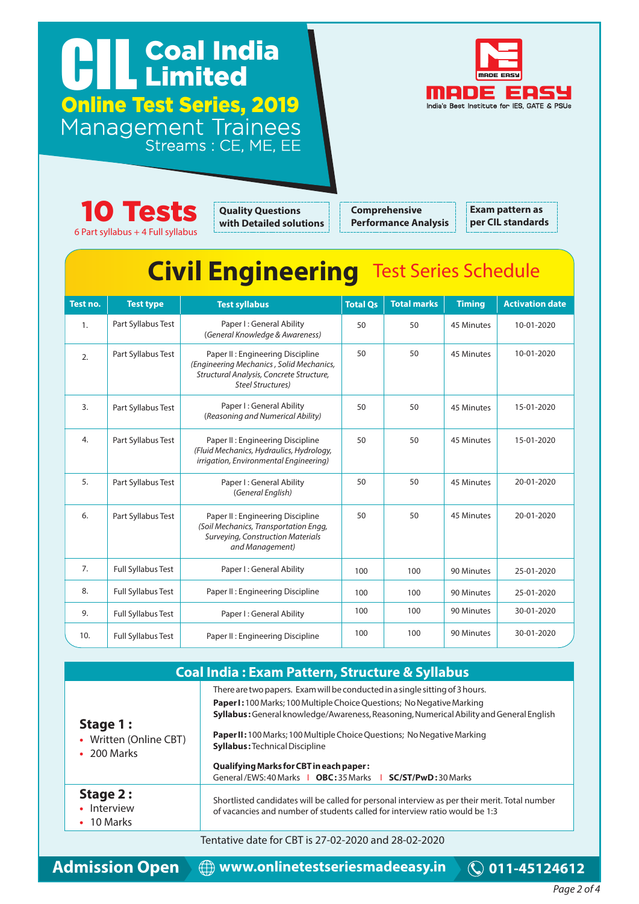# CIL Coal India Limited

## Online Test Series, 2019

## Management Trainees

Streams : CE, ME, EE

**MADE EASY**
India's Best Institute for IES, GATE & PSUs

**10 Tests**
6 Part syllabus + 4 Full syllabus

**Quality Questions with Detailed solutions**

**Comprehensive Performance Analysis**

**Exam pattern as per CIL standards**

## Civil Engineering Test Series Schedule

| Test no. | Test type | Test syllabus | Total Qs | Total marks | Timing | Activation date |
|---|---|---|---|---|---|---|
| 1. | Part Syllabus Test | Paper I : General Ability *(General Knowledge & Awareness)* | 50 | 50 | 45 Minutes | 10-01-2020 |
| 2. | Part Syllabus Test | Paper II : Engineering Discipline *(Engineering Mechanics , Solid Mechanics, Structural Analysis, Concrete Structure, Steel Structures)* | 50 | 50 | 45 Minutes | 10-01-2020 |
| 3. | Part Syllabus Test | Paper I : General Ability *(Reasoning and Numerical Ability)* | 50 | 50 | 45 Minutes | 15-01-2020 |
| 4. | Part Syllabus Test | Paper II : Engineering Discipline *(Fluid Mechanics, Hydraulics, Hydrology, irrigation, Environmental Engineering)* | 50 | 50 | 45 Minutes | 15-01-2020 |
| 5. | Part Syllabus Test | Paper I : General Ability *(General English)* | 50 | 50 | 45 Minutes | 20-01-2020 |
| 6. | Part Syllabus Test | Paper II : Engineering Discipline *(Soil Mechanics, Transportation Engg, Surveying, Construction Materials and Management)* | 50 | 50 | 45 Minutes | 20-01-2020 |
| 7. | Full Syllabus Test | Paper I : General Ability | 100 | 100 | 90 Minutes | 25-01-2020 |
| 8. | Full Syllabus Test | Paper II : Engineering Discipline | 100 | 100 | 90 Minutes | 25-01-2020 |
| 9. | Full Syllabus Test | Paper I : General Ability | 100 | 100 | 90 Minutes | 30-01-2020 |
| 10. | Full Syllabus Test | Paper II : Engineering Discipline | 100 | 100 | 90 Minutes | 30-01-2020 |

## Coal India : Exam Pattern, Structure & Syllabus

| Stage | Details |
|---|---|
| **Stage 1 :** • Written (Online CBT) • 200 Marks | There are two papers. Exam will be conducted in a single sitting of 3 hours. **Paper I :** 100 Marks; 100 Multiple Choice Questions; No Negative Marking **Syllabus :** General knowledge/Awareness, Reasoning, Numerical Ability and General English **Paper II :** 100 Marks; 100 Multiple Choice Questions; No Negative Marking **Syllabus :** Technical Discipline **Qualifying Marks for CBT in each paper :** General /EWS: 40 Marks \| **OBC :** 35 Marks \| **SC/ST/PwD :** 30 Marks |
| **Stage 2 :** • Interview • 10 Marks | Shortlisted candidates will be called for personal interview as per their merit. Total number of vacancies and number of students called for interview ratio would be 1:3 |

Tentative date for CBT is 27-02-2020 and 28-02-2020

**Admission Open** | www.onlinetestseriesmadeeasy.in | 011-45124612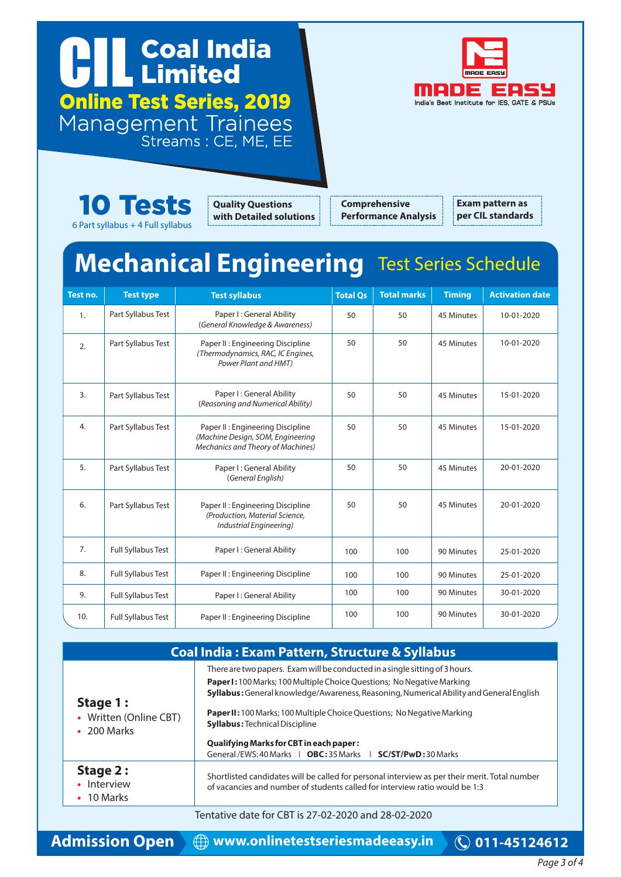# CIL Coal India Limited

## Online Test Series, 2019

## Management Trainees

Streams : CE, ME, EE

MADE EASY
India's Best Institute for IES, GATE & PSUs

**10 Tests**
6 Part syllabus + 4 Full syllabus

**Quality Questions with Detailed solutions**

**Comprehensive Performance Analysis**

**Exam pattern as per CIL standards**

# Mechanical Engineering Test Series Schedule

| Test no. | Test type | Test syllabus | Total Qs | Total marks | Timing | Activation date |
|---|---|---|---|---|---|---|
| 1. | Part Syllabus Test | Paper I : General Ability *(General Knowledge & Awareness)* | 50 | 50 | 45 Minutes | 10-01-2020 |
| 2. | Part Syllabus Test | Paper II : Engineering Discipline *(Thermodynamics, RAC, IC Engines, Power Plant and HMT)* | 50 | 50 | 45 Minutes | 10-01-2020 |
| 3. | Part Syllabus Test | Paper I : General Ability *(Reasoning and Numerical Ability)* | 50 | 50 | 45 Minutes | 15-01-2020 |
| 4. | Part Syllabus Test | Paper II : Engineering Discipline *(Machine Design, SOM, Engineering Mechanics and Theory of Machines)* | 50 | 50 | 45 Minutes | 15-01-2020 |
| 5. | Part Syllabus Test | Paper I : General Ability *(General English)* | 50 | 50 | 45 Minutes | 20-01-2020 |
| 6. | Part Syllabus Test | Paper II : Engineering Discipline *(Production, Material Science, Industrial Engineering)* | 50 | 50 | 45 Minutes | 20-01-2020 |
| 7. | Full Syllabus Test | Paper I : General Ability | 100 | 100 | 90 Minutes | 25-01-2020 |
| 8. | Full Syllabus Test | Paper II : Engineering Discipline | 100 | 100 | 90 Minutes | 25-01-2020 |
| 9. | Full Syllabus Test | Paper I : General Ability | 100 | 100 | 90 Minutes | 30-01-2020 |
| 10. | Full Syllabus Test | Paper II : Engineering Discipline | 100 | 100 | 90 Minutes | 30-01-2020 |

## Coal India : Exam Pattern, Structure & Syllabus

| Stage | Details |
|---|---|
| **Stage 1 :** • Written (Online CBT) • 200 Marks | There are two papers. Exam will be conducted in a single sitting of 3 hours. **Paper I :** 100 Marks; 100 Multiple Choice Questions; No Negative Marking **Syllabus :** General knowledge/Awareness, Reasoning, Numerical Ability and General English **Paper II :** 100 Marks; 100 Multiple Choice Questions; No Negative Marking **Syllabus :** Technical Discipline **Qualifying Marks for CBT in each paper :** General /EWS: 40 Marks \| **OBC :** 35 Marks \| **SC/ST/PwD :** 30 Marks |
| **Stage 2 :** • Interview • 10 Marks | Shortlisted candidates will be called for personal interview as per their merit. Total number of vacancies and number of students called for interview ratio would be 1:3 |

Tentative date for CBT is 27-02-2020 and 28-02-2020

**Admission Open** www.onlinetestseriesmadeeasy.in 011-45124612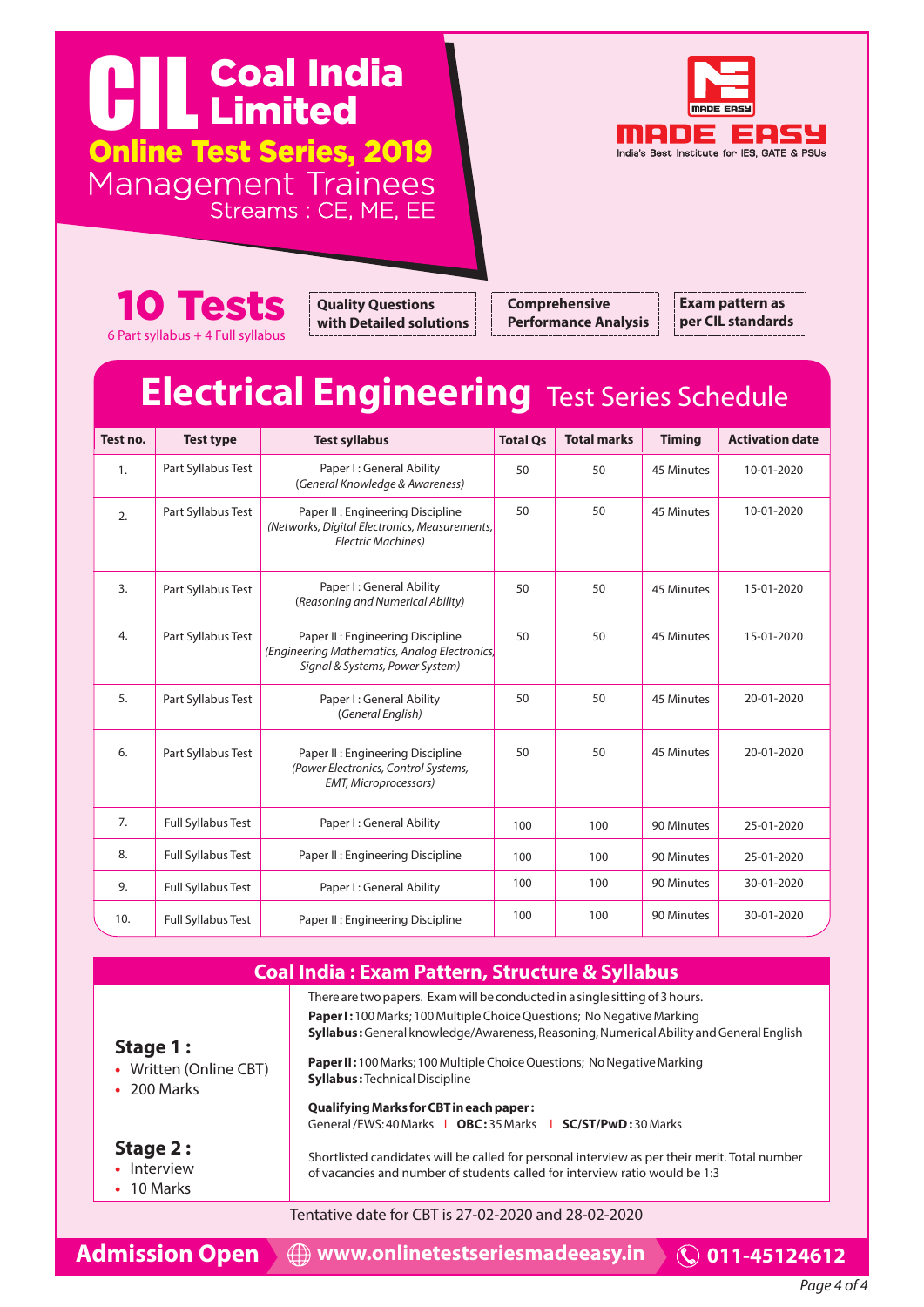# CIL Coal India Limited

## Online Test Series, 2019

## Management Trainees

Streams : CE, ME, EE

MADE EASY
India's Best Institute for IES, GATE & PSUs

**10 Tests**
6 Part syllabus + 4 Full syllabus

**Quality Questions with Detailed solutions**

**Comprehensive Performance Analysis**

**Exam pattern as per CIL standards**

## Electrical Engineering Test Series Schedule

| Test no. | Test type | Test syllabus | Total Qs | Total marks | Timing | Activation date |
|---|---|---|---|---|---|---|
| 1. | Part Syllabus Test | Paper I : General Ability *(General Knowledge & Awareness)* | 50 | 50 | 45 Minutes | 10-01-2020 |
| 2. | Part Syllabus Test | Paper II : Engineering Discipline *(Networks, Digital Electronics, Measurements, Electric Machines)* | 50 | 50 | 45 Minutes | 10-01-2020 |
| 3. | Part Syllabus Test | Paper I : General Ability *(Reasoning and Numerical Ability)* | 50 | 50 | 45 Minutes | 15-01-2020 |
| 4. | Part Syllabus Test | Paper II : Engineering Discipline *(Engineering Mathematics, Analog Electronics, Signal & Systems, Power System)* | 50 | 50 | 45 Minutes | 15-01-2020 |
| 5. | Part Syllabus Test | Paper I : General Ability *(General English)* | 50 | 50 | 45 Minutes | 20-01-2020 |
| 6. | Part Syllabus Test | Paper II : Engineering Discipline *(Power Electronics, Control Systems, EMT, Microprocessors)* | 50 | 50 | 45 Minutes | 20-01-2020 |
| 7. | Full Syllabus Test | Paper I : General Ability | 100 | 100 | 90 Minutes | 25-01-2020 |
| 8. | Full Syllabus Test | Paper II : Engineering Discipline | 100 | 100 | 90 Minutes | 25-01-2020 |
| 9. | Full Syllabus Test | Paper I : General Ability | 100 | 100 | 90 Minutes | 30-01-2020 |
| 10. | Full Syllabus Test | Paper II : Engineering Discipline | 100 | 100 | 90 Minutes | 30-01-2020 |

## Coal India : Exam Pattern, Structure & Syllabus

| | |
|---|---|
| **Stage 1 :** <br>• Written (Online CBT) <br>• 200 Marks | There are two papers. Exam will be conducted in a single sitting of 3 hours. <br>**Paper I :** 100 Marks; 100 Multiple Choice Questions; No Negative Marking <br>**Syllabus :** General knowledge/Awareness, Reasoning, Numerical Ability and General English <br>**Paper II :** 100 Marks; 100 Multiple Choice Questions; No Negative Marking <br>**Syllabus :** Technical Discipline <br>**Qualifying Marks for CBT in each paper :** <br>General /EWS: 40 Marks \| **OBC :** 35 Marks \| **SC/ST/PwD :** 30 Marks |
| **Stage 2 :** <br>• Interview <br>• 10 Marks | Shortlisted candidates will be called for personal interview as per their merit. Total number of vacancies and number of students called for interview ratio would be 1:3 |

Tentative date for CBT is 27-02-2020 and 28-02-2020

**Admission Open** | www.onlinetestseriesmadeeasy.in | 011-45124612